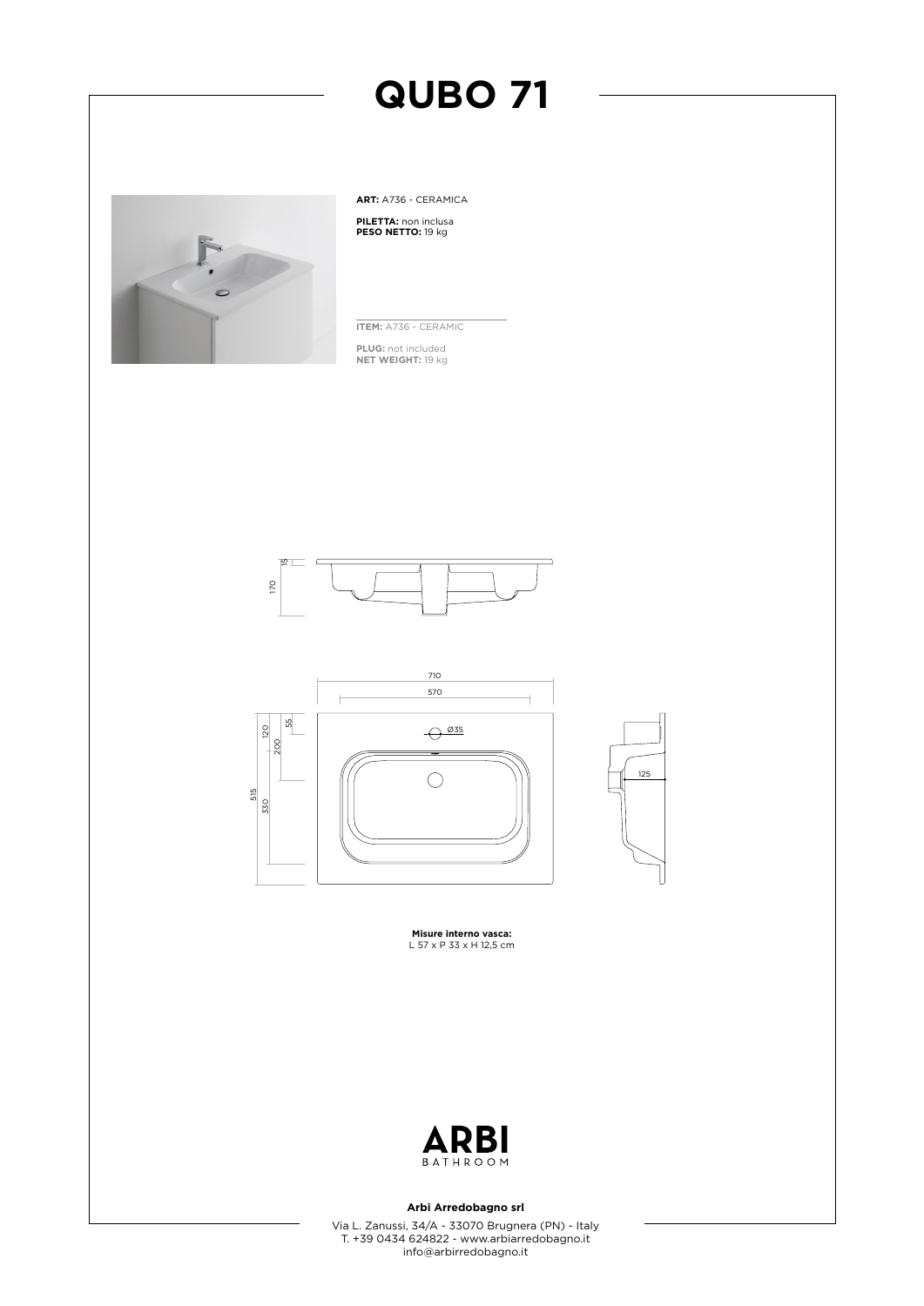# QUBO 71

**ART:** A736 - CERAMICA

**PILETTA:** non inclusa
**PESO NETTO:** 19 kg

**ITEM:** A736 - CERAMIC

**PLUG:** not included
**NET WEIGHT:** 19 kg

**Misure interno vasca:**
L 57 x P 33 x H 12,5 cm

**Arbi Arredobagno srl**

Via L. Zanussi, 34/A - 33070 Brugnera (PN) - Italy
T. +39 0434 624822 - www.arbiarredobagno.it
info@arbirredobagno.it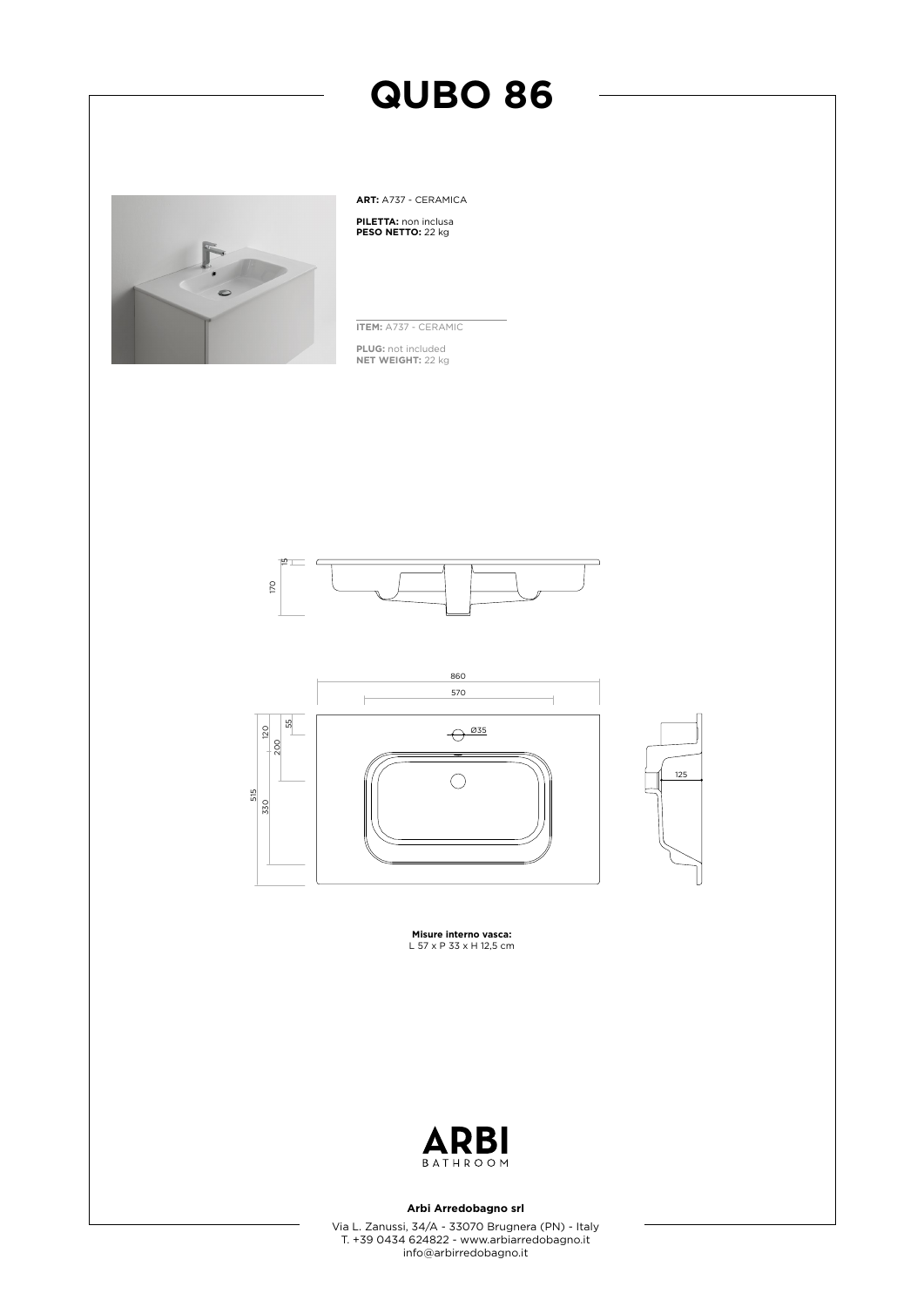# QUBO 86

**ART:** A737 - CERAMICA

**PILETTA:** non inclusa
**PESO NETTO:** 22 kg

**ITEM:** A737 - CERAMIC

**PLUG:** not included
**NET WEIGHT:** 22 kg

**Misure interno vasca:**
L 57 x P 33 x H 12,5 cm

**Arbi Arredobagno srl**

Via L. Zanussi, 34/A - 33070 Brugnera (PN) - Italy
T. +39 0434 624822 - www.arbiarredobagno.it
info@arbirredobagno.it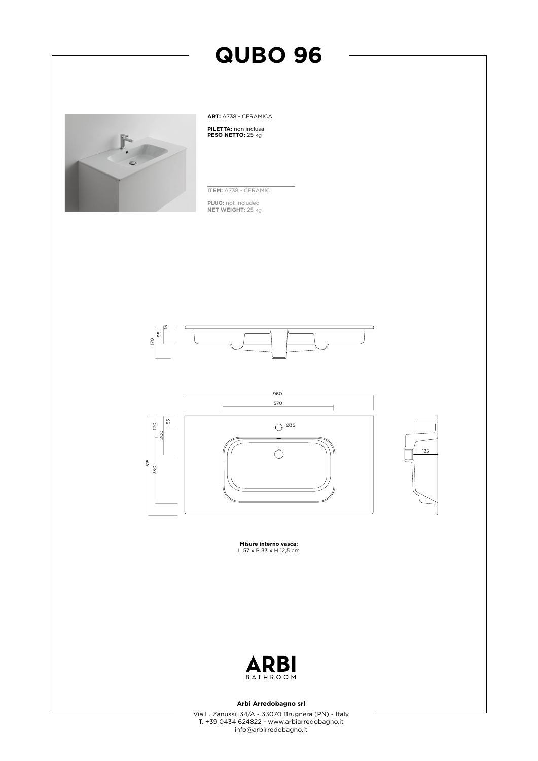# QUBO 96

**ART:** A738 - CERAMICA

**PILETTA:** non inclusa
**PESO NETTO:** 25 kg

**ITEM:** A738 - CERAMIC

**PLUG:** not included
**NET WEIGHT:** 25 kg

**Misure interno vasca:**
L 57 x P 33 x H 12,5 cm

**Arbi Arredobagno srl**

Via L. Zanussi, 34/A - 33070 Brugnera (PN) - Italy
T. +39 0434 624822 - www.arbiarredobagno.it
info@arbirredobagno.it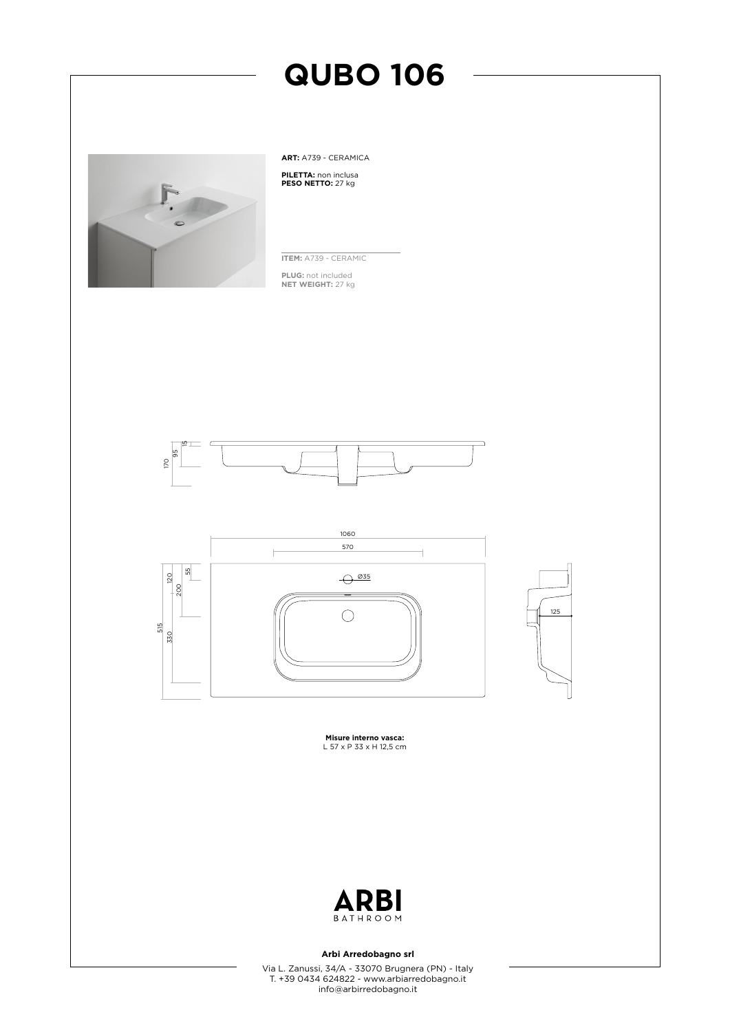# QUBO 106

**ART:** A739 - CERAMICA

**PILETTA:** non inclusa
**PESO NETTO:** 27 kg

**ITEM:** A739 - CERAMIC

**PLUG:** not included
**NET WEIGHT:** 27 kg

**Misure interno vasca:**
L 57 x P 33 x H 12,5 cm

**Arbi Arredobagno srl**

Via L. Zanussi, 34/A - 33070 Brugnera (PN) - Italy
T. +39 0434 624822 - www.arbiarredobagno.it
info@arbirredobagno.it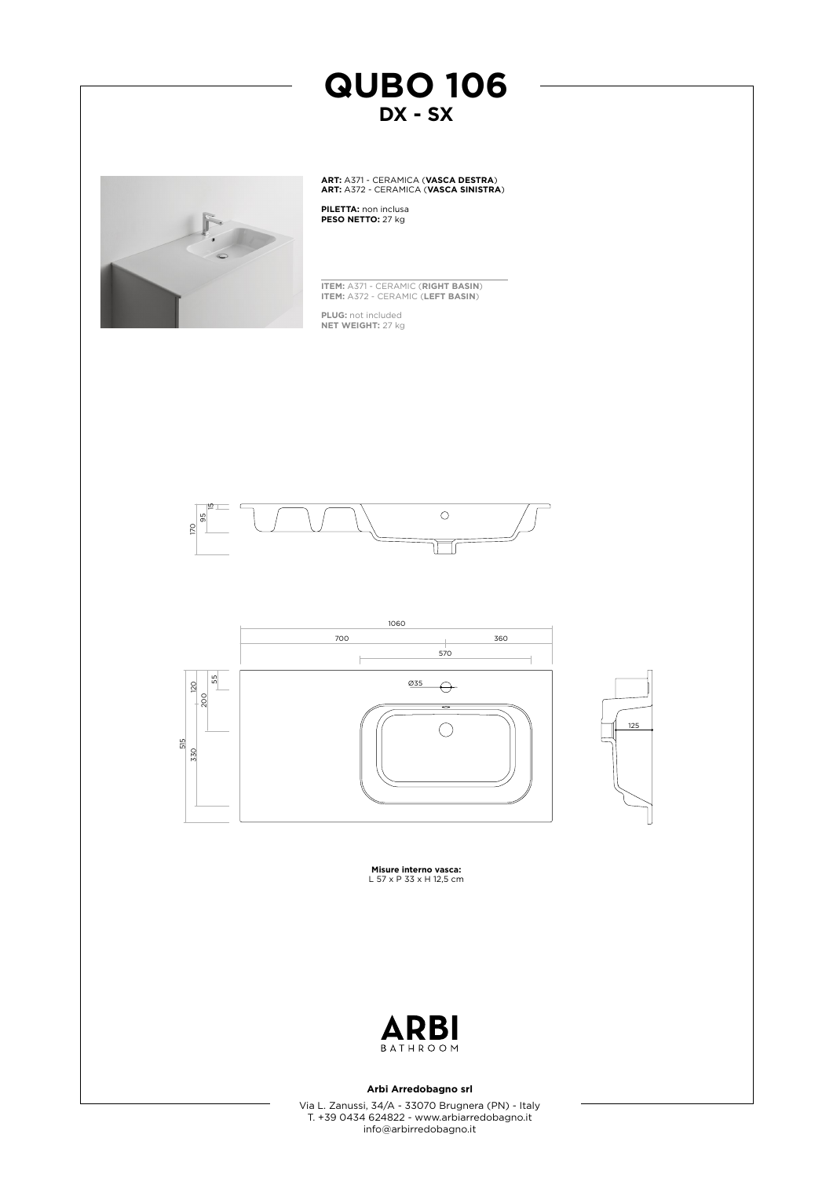# QUBO 106

## DX - SX

**ART:** A371 - CERAMICA (**VASCA DESTRA**)
**ART:** A372 - CERAMICA (**VASCA SINISTRA**)

**PILETTA:** non inclusa
**PESO NETTO:** 27 kg

**ITEM:** A371 - CERAMIC (**RIGHT BASIN**)
**ITEM:** A372 - CERAMIC (**LEFT BASIN**)

**PLUG:** not included
**NET WEIGHT:** 27 kg

170
95
15

1060
700
360
570
Ø35
120
200
55
515
330
125

**Misure interno vasca:**
L 57 x P 33 x H 12,5 cm

**ARBI**
BATHROOM

**Arbi Arredobagno srl**

Via L. Zanussi, 34/A - 33070 Brugnera (PN) - Italy
T. +39 0434 624822 - www.arbiarredobagno.it
info@arbirredobagno.it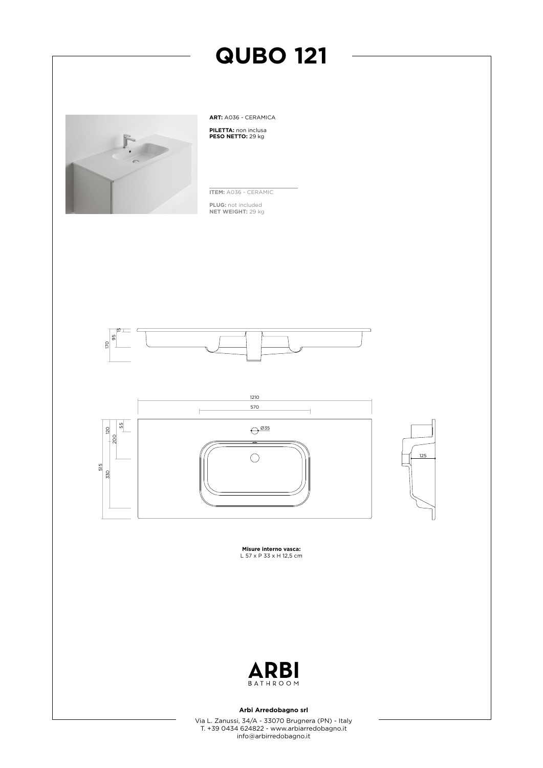# QUBO 121

**ART:** A036 - CERAMICA

**PILETTA:** non inclusa
**PESO NETTO:** 29 kg

**ITEM:** A036 - CERAMIC

**PLUG:** not included
**NET WEIGHT:** 29 kg

**Misure interno vasca:**
L 57 x P 33 x H 12,5 cm

**Arbi Arredobagno srl**

Via L. Zanussi, 34/A - 33070 Brugnera (PN) - Italy
T. +39 0434 624822 - www.arbiarredobagno.it
info@arbirredobagno.it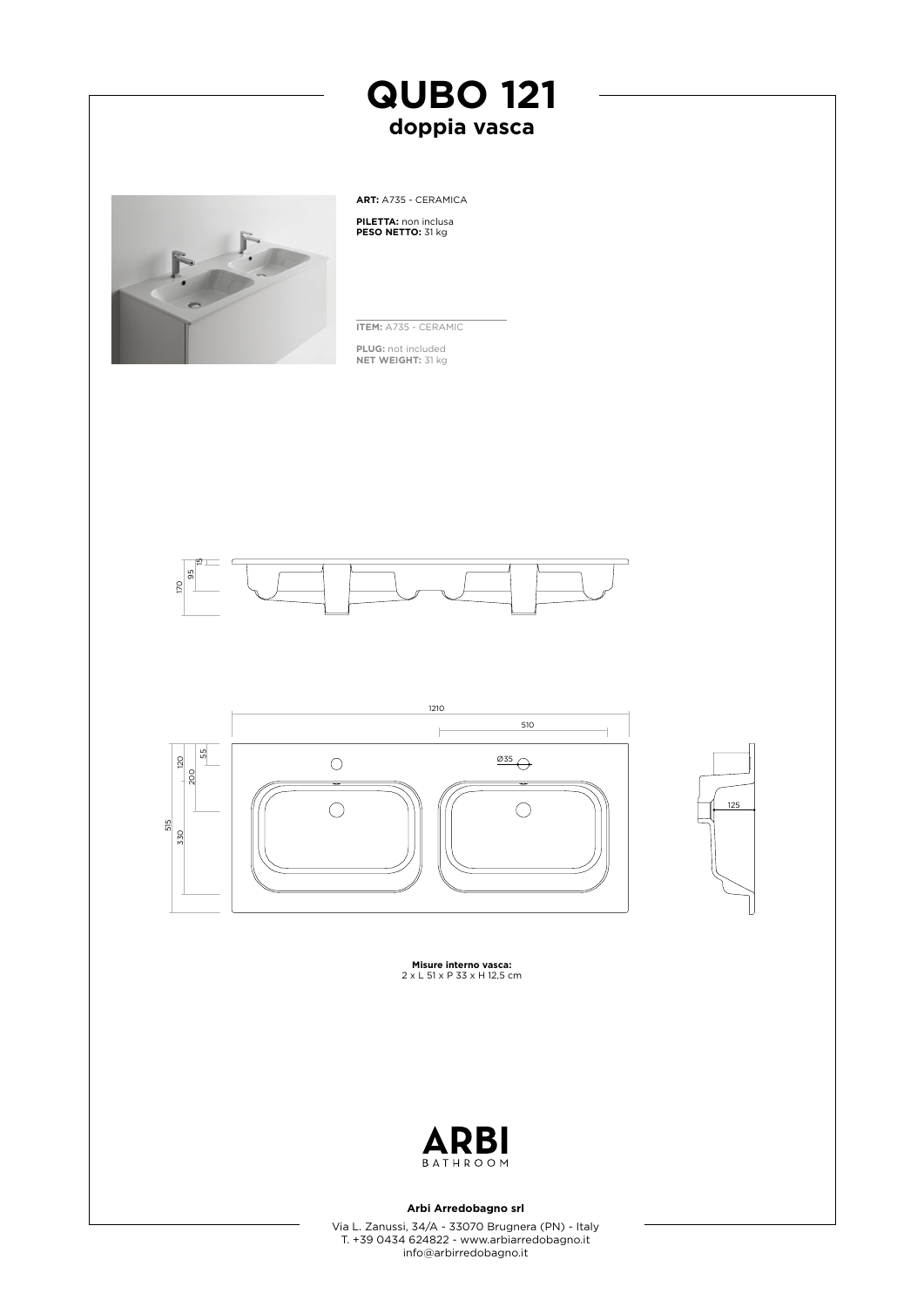# QUBO 121
## doppia vasca

**ART:** A735 - CERAMICA

**PILETTA:** non inclusa
**PESO NETTO:** 31 kg

**ITEM:** A735 - CERAMIC

**PLUG:** not included
**NET WEIGHT:** 31 kg

**Misure interno vasca:**
2 x L 51 x P 33 x H 12,5 cm

**Arbi Arredobagno srl**

Via L. Zanussi, 34/A - 33070 Brugnera (PN) - Italy
T. +39 0434 624822 - www.arbiarredobagno.it
info@arbirredobagno.it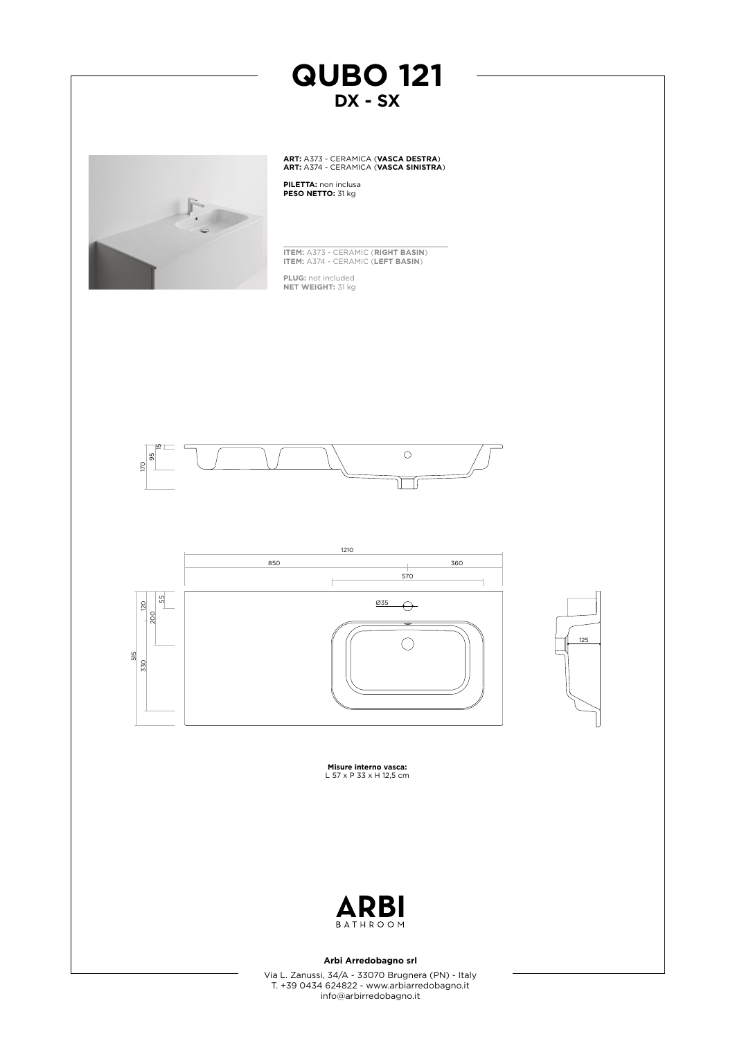# QUBO 121
## DX - SX

**ART:** A373 - CERAMICA (**VASCA DESTRA**)
**ART:** A374 - CERAMICA (**VASCA SINISTRA**)

**PILETTA:** non inclusa
**PESO NETTO:** 31 kg

**ITEM:** A373 - CERAMIC (**RIGHT BASIN**)
**ITEM:** A374 - CERAMIC (**LEFT BASIN**)

**PLUG:** not included
**NET WEIGHT:** 31 kg

170
95
15

1210
850
360
570
Ø35
120
55
200
515
330
125

**Misure interno vasca:**
L 57 x P 33 x H 12,5 cm

**Arbi Arredobagno srl**

Via L. Zanussi, 34/A - 33070 Brugnera (PN) - Italy
T. +39 0434 624822 - www.arbiarredobagno.it
info@arbirredobagno.it